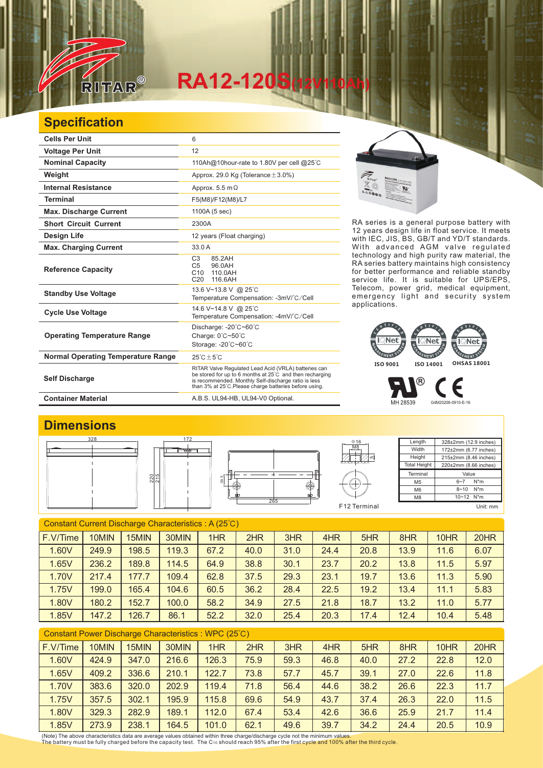# RA12-120S(12V110Ah)

## Specification

| | |
|---|---|
| **Cells Per Unit** | 6 |
| **Voltage Per Unit** | 12 |
| **Nominal Capacity** | 110Ah@10hour-rate to 1.80V per cell @25°C |
| **Weight** | Approx. 29.0 Kg (Tolerance±3.0%) |
| **Internal Resistance** | Approx. 5.5 mΩ |
| **Terminal** | F5(M8)/F12(M8)/L7 |
| **Max. Discharge Current** | 1100A (5 sec) |
| **Short Circuit Current** | 2300A |
| **Design Life** | 12 years (Float charging) |
| **Max. Charging Current** | 33.0 A |
| **Reference Capacity** | C3 85.2AH<br>C5 96.0AH<br>C10 110.0AH<br>C20 116.6AH |
| **Standby Use Voltage** | 13.6 V~13.8 V @ 25°C<br>Temperature Compensation: -3mV/°C/Cell |
| **Cycle Use Voltage** | 14.6 V~14.8 V @ 25°C<br>Temperature Compensation: -4mV/°C/Cell |
| **Operating Temperature Range** | Discharge: -20°C~60°C<br>Charge: 0°C~50°C<br>Storage: -20°C~60°C |
| **Normal Operating Temperature Range** | 25°C±5°C |
| **Self Discharge** | RITAR Valve Regulated Lead Acid (VRLA) batteries can be stored for up to 6 months at 25°C and then recharging is recommended. Monthly Self-discharge ratio is less than 3% at 25°C.Please charge batteries before using. |
| **Container Material** | A.B.S. UL94-HB, UL94-V0 Optional. |

RA series is a general purpose battery with 12 years design life in float service. It meets with IEC, JIS, BS, GB/T and YD/T standards. With advanced AGM valve regulated technology and high purity raw material, the RA series battery maintains high consistency for better performance and reliable standby service life. It is suitable for UPS/EPS, Telecom, power grid, medical equipment, emergency light and security system applications.

ISO 9001 ISO 14001 OHSAS 18001

MH 28539 G4M20206-0910-E-16

## Dimensions

328 172 220 215 39.5 265 Φ16 M8 F12 Terminal

| Length | 328±2mm (12.9 inches) |
|---|---|
| Width | 172±2mm (6.77 inches) |
| Height | 215±2mm (8.46 inches) |
| Total Height | 220±2mm (8.66 inches) |

| Terminal | Value |
|---|---|
| M5 | 6~7 N*m |
| M6 | 8~10 N*m |
| M8 | 10~12 N*m |

Unit: mm

Constant Current Discharge Characteristics : A (25°C)

| F.V/Time | 10MIN | 15MIN | 30MIN | 1HR | 2HR | 3HR | 4HR | 5HR | 8HR | 10HR | 20HR |
|---|---|---|---|---|---|---|---|---|---|---|---|
| 1.60V | 249.9 | 198.5 | 119.3 | 67.2 | 40.0 | 31.0 | 24.4 | 20.8 | 13.9 | 11.6 | 6.07 |
| 1.65V | 236.2 | 189.8 | 114.5 | 64.9 | 38.8 | 30.1 | 23.7 | 20.2 | 13.8 | 11.5 | 5.97 |
| 1.70V | 217.4 | 177.7 | 109.4 | 62.8 | 37.5 | 29.3 | 23.1 | 19.7 | 13.6 | 11.3 | 5.90 |
| 1.75V | 199.0 | 165.4 | 104.6 | 60.5 | 36.2 | 28.4 | 22.5 | 19.2 | 13.4 | 11.1 | 5.83 |
| 1.80V | 180.2 | 152.7 | 100.0 | 58.2 | 34.9 | 27.5 | 21.8 | 18.7 | 13.2 | 11.0 | 5.77 |
| 1.85V | 147.2 | 126.7 | 86.1 | 52.2 | 32.0 | 25.4 | 20.3 | 17.4 | 12.4 | 10.4 | 5.48 |

Constant Power Discharge Characteristics : WPC (25°C)

| F.V/Time | 10MIN | 15MIN | 30MIN | 1HR | 2HR | 3HR | 4HR | 5HR | 8HR | 10HR | 20HR |
|---|---|---|---|---|---|---|---|---|---|---|---|
| 1.60V | 424.9 | 347.0 | 216.6 | 126.3 | 75.9 | 59.3 | 46.8 | 40.0 | 27.2 | 22.8 | 12.0 |
| 1.65V | 409.2 | 336.6 | 210.1 | 122.7 | 73.8 | 57.7 | 45.7 | 39.1 | 27.0 | 22.6 | 11.8 |
| 1.70V | 383.6 | 320.0 | 202.9 | 119.4 | 71.8 | 56.4 | 44.6 | 38.2 | 26.6 | 22.3 | 11.7 |
| 1.75V | 357.5 | 302.1 | 195.9 | 115.8 | 69.6 | 54.9 | 43.7 | 37.4 | 26.3 | 22.0 | 11.5 |
| 1.80V | 329.3 | 282.9 | 189.1 | 112.0 | 67.4 | 53.4 | 42.6 | 36.6 | 25.9 | 21.7 | 11.4 |
| 1.85V | 273.9 | 238.1 | 164.5 | 101.0 | 62.1 | 49.6 | 39.7 | 34.2 | 24.4 | 20.5 | 10.9 |

(Note) The above characteristics data are average values obtained within three charge/discharge cycle not the minimum values.
The battery must be fully charged before the capacity test. The $C_{10}$ should reach 95% after the first cycle and 100% after the third cycle.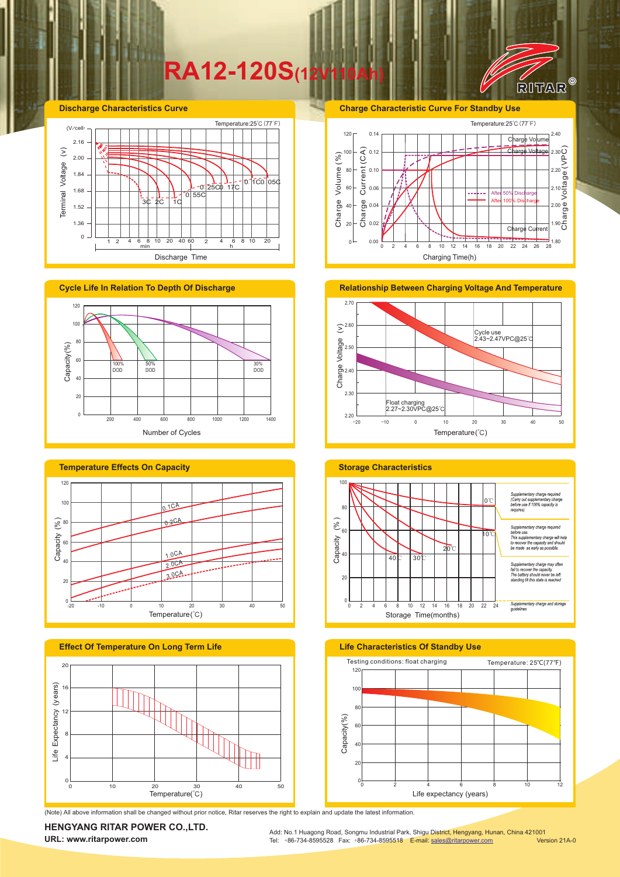# RA12-120S(12V110Ah)

RITAR®

## Discharge Characteristics Curve

Temperature:25°C (77°F)

(V/cell)

Terminal Voltage (v)

2.16
2.00
1.84
1.68
1.52
1.36
0

3C 2C 1C 0.55C 0.25C 0.17C 0.1C 0.05C

1 2 4 6 8 10 20 40 60 2 4 6 8 10 20

min h

Discharge Time

## Charge Characteristic Curve For Standby Use

Temperature:25°C (77°F)

Charge Volume (%) 120 100 80 60 40 20 0

Charge Current (CA) 0.14 0.12 0.10 0.06 0.04 0.02 0.00

Charge Voltage (VPC) 2.40 2.30 2.20 2.10 2.00 1.90 1.80

Charge Volume

Charge Voltage

After 50% Discharge

After 100% Discharge

Charge Current

0 2 4 6 8 10 12 14 16 18 20 22 24 26 28

Charging Time(h)

## Cycle Life In Relation To Depth Of Discharge

Capacity(%)

120 100 80 60 40 20 0

100% DOD

50% DOD

30% DOD

200 400 600 800 1000 1200 1400

Number of Cycles

## Relationship Between Charging Voltage And Temperature

Charge Voltage (v)

2.70 2.60 2.50 2.40 2.30 2.20

Cycle use
2.43~2.47VPC@25°C

Float charging
2.27~2.30VPC@25°C

−20 −10 0 10 20 30 40 50

Temperature(°C)

## Temperature Effects On Capacity

Capacity (%)

120 100 80 60 40 20 0

0.1CA
0.2CA
1.0CA
2.0CA
3.0CA

-20 -10 0 10 20 30 40 50

Temperature(°C)

## Storage Characteristics

Capacity (%)

100 80 60 40 20 0

0°C
10°C
20°C
30°C
40°C

0 2 4 6 8 10 12 14 16 18 20 22 24

Storage Time(months)

*Supplementary charge required (Carry out supplementary charge before use if 100% capacity is requires)*

*Supplementary charge required before use. This supplementary charge will help to recover the capacity and should be made as early as possible.*

*Supplementary charge may often fail to recover the capacity. The battery should never be left standing till this state is reached*

*Supplementary charge and storage guidelines*

## Effect Of Temperature On Long Term Life

Life Expectancy (years)

20 16 12 8 4 0

0 10 20 30 40 50

Temperature(°C)

## Life Characteristics Of Standby Use

Testing conditions: float charging

Temperature: 25°C(77°F)

Capacity(%)

120 100 80 60 40 20 0

0 2 4 6 8 10 12

Life expectancy (years)

(Note) All above information shall be changed without prior notice, Ritar reserves the right to explain and update the latest information.

**HENGYANG RITAR POWER CO.,LTD.**

**URL: www.ritarpower.com**

Add: No.1 Huagong Road, Songmu Industrial Park, Shigu District, Hengyang, Hunan, China 421001

Tel: +86-734-8595528 Fax: +86-734-8595518 E-mail: sales@ritarpower.com

Version 21A-0